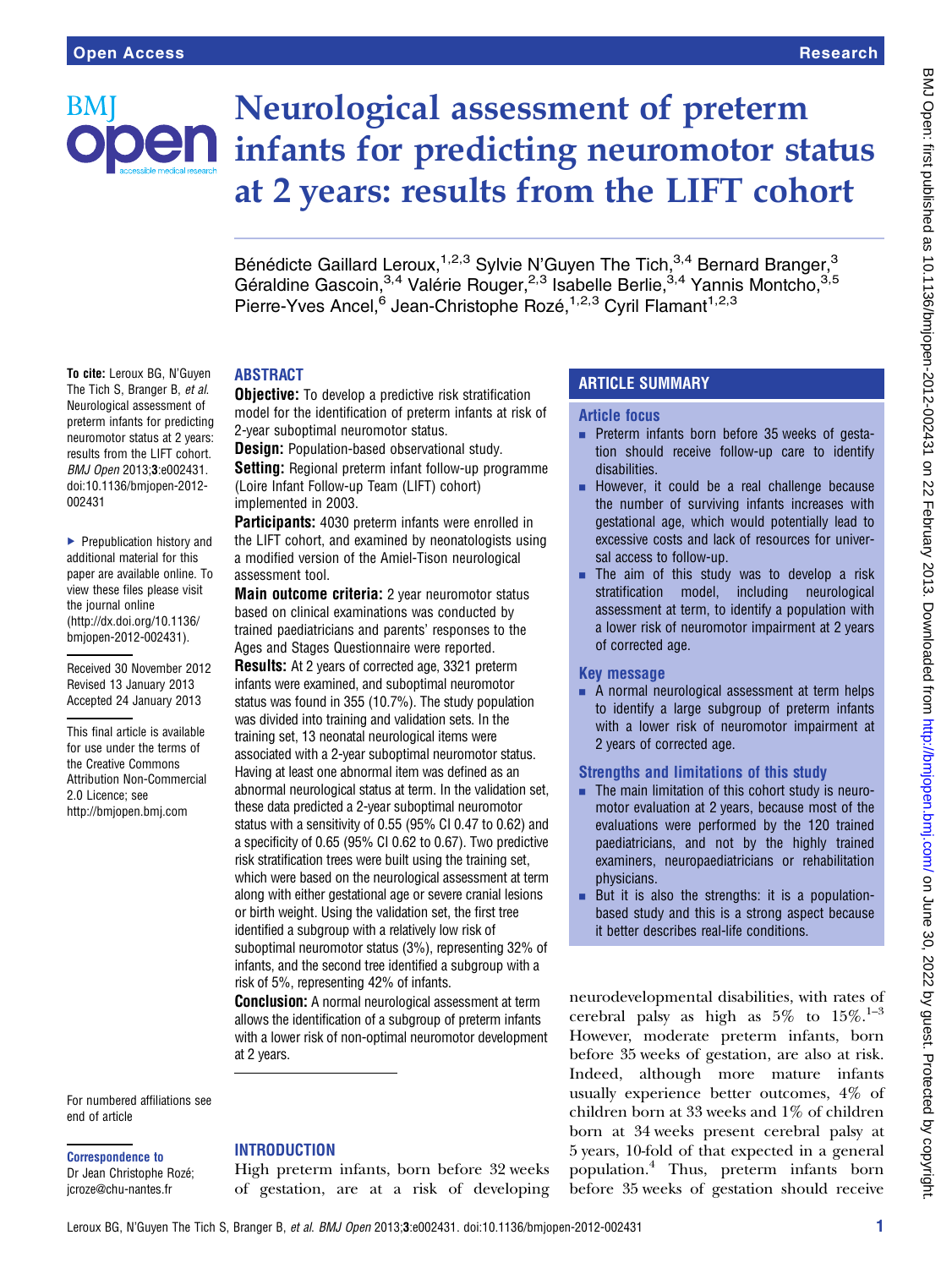# Neurological assessment of preterm infants for predicting neuromotor status at 2 years: results from the LIFT cohort

Bénédicte Gaillard Leroux,[1,2,3] Sylvie N'Guyen The Tich,[3,4] Bernard Branger,[3] Géraldine Gascoin,[3,4] Valérie Rouger,[2,3] Isabelle Berlie,[3,4] Yannis Montcho,[3,5] Pierre-Yves Ancel,[6] Jean-Christophe Rozé,[1,2,3] Cyril Flamant[1,2,3]

**To cite:** Leroux BG, N'Guyen The Tich S, Branger B, *et al*. Neurological assessment of preterm infants for predicting neuromotor status at 2 years: results from the LIFT cohort. *BMJ Open* 2013;**3**:e002431. doi:10.1136/bmjopen-2012-002431

▸ Prepublication history and additional material for this paper are available online. To view these files please visit the journal online (http://dx.doi.org/10.1136/bmjopen-2012-002431).

Received 30 November 2012
Revised 13 January 2013
Accepted 24 January 2013

This final article is available for use under the terms of the Creative Commons Attribution Non-Commercial 2.0 Licence; see http://bmjopen.bmj.com

For numbered affiliations see end of article

**Correspondence to**
Dr Jean Christophe Rozé; jcroze@chu-nantes.fr

## ABSTRACT

**Objective:** To develop a predictive risk stratification model for the identification of preterm infants at risk of 2-year suboptimal neuromotor status.

**Design:** Population-based observational study.

**Setting:** Regional preterm infant follow-up programme (Loire Infant Follow-up Team (LIFT) cohort) implemented in 2003.

**Participants:** 4030 preterm infants were enrolled in the LIFT cohort, and examined by neonatologists using a modified version of the Amiel-Tison neurological assessment tool.

**Main outcome criteria:** 2 year neuromotor status based on clinical examinations was conducted by trained paediatricians and parents' responses to the Ages and Stages Questionnaire were reported.

**Results:** At 2 years of corrected age, 3321 preterm infants were examined, and suboptimal neuromotor status was found in 355 (10.7%). The study population was divided into training and validation sets. In the training set, 13 neonatal neurological items were associated with a 2-year suboptimal neuromotor status. Having at least one abnormal item was defined as an abnormal neurological status at term. In the validation set, these data predicted a 2-year suboptimal neuromotor status with a sensitivity of 0.55 (95% CI 0.47 to 0.62) and a specificity of 0.65 (95% CI 0.62 to 0.67). Two predictive risk stratification trees were built using the training set, which were based on the neurological assessment at term along with either gestational age or severe cranial lesions or birth weight. Using the validation set, the first tree identified a subgroup with a relatively low risk of suboptimal neuromotor status (3%), representing 32% of infants, and the second tree identified a subgroup with a risk of 5%, representing 42% of infants.

**Conclusion:** A normal neurological assessment at term allows the identification of a subgroup of preterm infants with a lower risk of non-optimal neuromotor development at 2 years.

## ARTICLE SUMMARY

### Article focus

- Preterm infants born before 35 weeks of gestation should receive follow-up care to identify disabilities.
- However, it could be a real challenge because the number of surviving infants increases with gestational age, which would potentially lead to excessive costs and lack of resources for universal access to follow-up.
- The aim of this study was to develop a risk stratification model, including neurological assessment at term, to identify a population with a lower risk of neuromotor impairment at 2 years of corrected age.

### Key message

- A normal neurological assessment at term helps to identify a large subgroup of preterm infants with a lower risk of neuromotor impairment at 2 years of corrected age.

### Strengths and limitations of this study

- The main limitation of this cohort study is neuromotor evaluation at 2 years, because most of the evaluations were performed by the 120 trained paediatricians, and not by the highly trained examiners, neuropaediatricians or rehabilitation physicians.
- But it is also the strengths: it is a population-based study and this is a strong aspect because it better describes real-life conditions.

## INTRODUCTION

High preterm infants, born before 32 weeks of gestation, are at a risk of developing neurodevelopmental disabilities, with rates of cerebral palsy as high as 5% to 15%.[1–3] However, moderate preterm infants, born before 35 weeks of gestation, are also at risk. Indeed, although more mature infants usually experience better outcomes, 4% of children born at 33 weeks and 1% of children born at 34 weeks present cerebral palsy at 5 years, 10-fold of that expected in a general population.[4] Thus, preterm infants born before 35 weeks of gestation should receive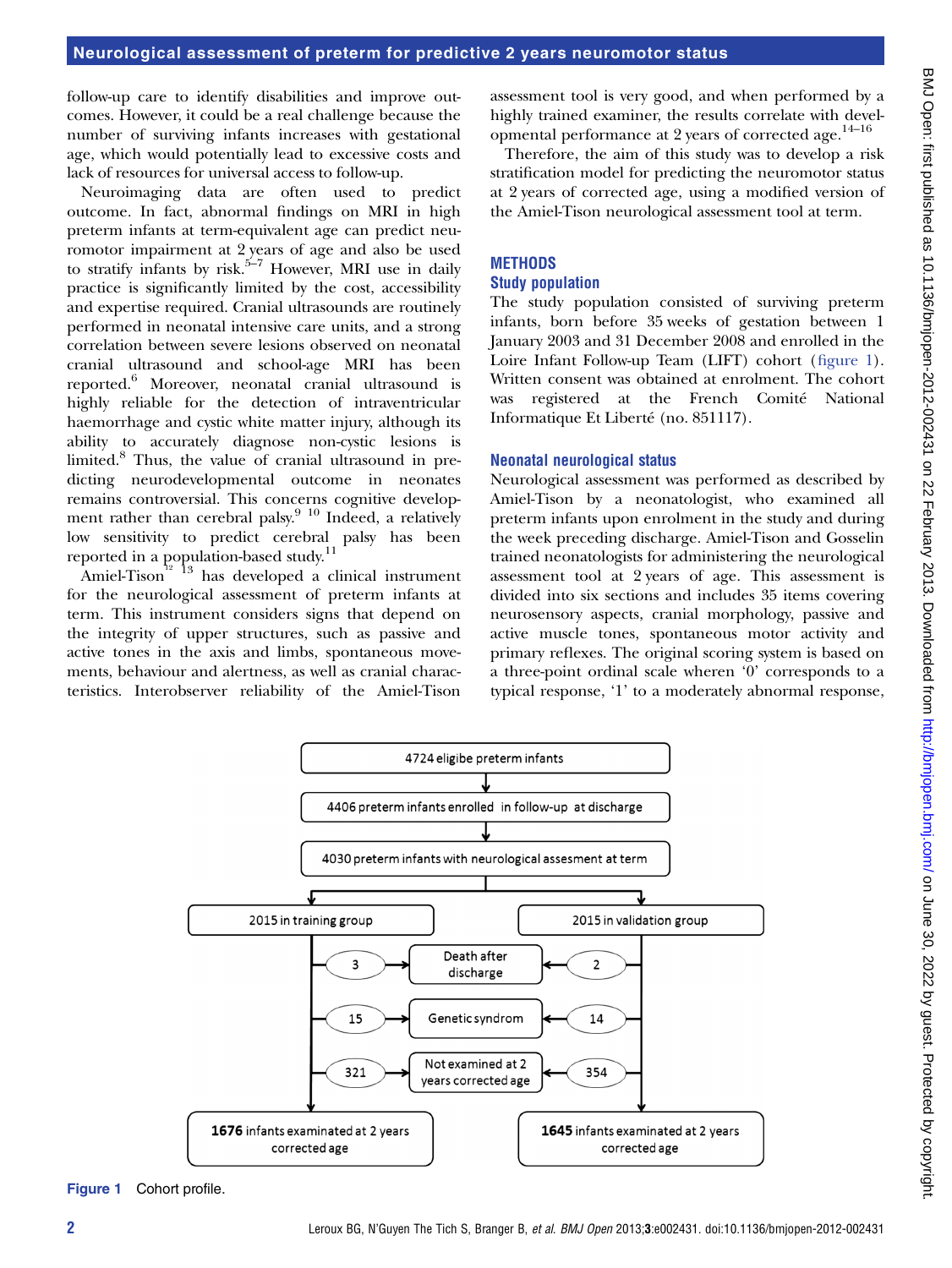follow-up care to identify disabilities and improve outcomes. However, it could be a real challenge because the number of surviving infants increases with gestational age, which would potentially lead to excessive costs and lack of resources for universal access to follow-up.

Neuroimaging data are often used to predict outcome. In fact, abnormal findings on MRI in high preterm infants at term-equivalent age can predict neuromotor impairment at 2 years of age and also be used to stratify infants by risk.[5–7] However, MRI use in daily practice is significantly limited by the cost, accessibility and expertise required. Cranial ultrasounds are routinely performed in neonatal intensive care units, and a strong correlation between severe lesions observed on neonatal cranial ultrasound and school-age MRI has been reported.[6] Moreover, neonatal cranial ultrasound is highly reliable for the detection of intraventricular haemorrhage and cystic white matter injury, although its ability to accurately diagnose non-cystic lesions is limited.[8] Thus, the value of cranial ultrasound in predicting neurodevelopmental outcome in neonates remains controversial. This concerns cognitive development rather than cerebral palsy.[9 10] Indeed, a relatively low sensitivity to predict cerebral palsy has been reported in a population-based study.[11]

Amiel-Tison[12 13] has developed a clinical instrument for the neurological assessment of preterm infants at term. This instrument considers signs that depend on the integrity of upper structures, such as passive and active tones in the axis and limbs, spontaneous movements, behaviour and alertness, as well as cranial characteristics. Interobserver reliability of the Amiel-Tison assessment tool is very good, and when performed by a highly trained examiner, the results correlate with developmental performance at 2 years of corrected age.[14–16]

Therefore, the aim of this study was to develop a risk stratification model for predicting the neuromotor status at 2 years of corrected age, using a modified version of the Amiel-Tison neurological assessment tool at term.

## METHODS

### Study population

The study population consisted of surviving preterm infants, born before 35 weeks of gestation between 1 January 2003 and 31 December 2008 and enrolled in the Loire Infant Follow-up Team (LIFT) cohort (figure 1). Written consent was obtained at enrolment. The cohort was registered at the French Comité National Informatique Et Liberté (no. 851117).

### Neonatal neurological status

Neurological assessment was performed as described by Amiel-Tison by a neonatologist, who examined all preterm infants upon enrolment in the study and during the week preceding discharge. Amiel-Tison and Gosselin trained neonatologists for administering the neurological assessment tool at 2 years of age. This assessment is divided into six sections and includes 35 items covering neurosensory aspects, cranial morphology, passive and active muscle tones, spontaneous motor activity and primary reflexes. The original scoring system is based on a three-point ordinal scale wherein '0' corresponds to a typical response, '1' to a moderately abnormal response,

4724 eligibe preterm infants
→ 4406 preterm infants enrolled in follow-up at discharge
→ 4030 preterm infants with neurological assesment at term
→ 2015 in training group | 2015 in validation group

| Training group | | Validation group |
|---|---|---|
| 3 | Death after discharge | 2 |
| 15 | Genetic syndrom | 14 |
| 321 | Not examined at 2 years corrected age | 354 |
| **1676** infants examined at 2 years corrected age | | **1645** infants examined at 2 years corrected age |

Figure 1 Cohort profile.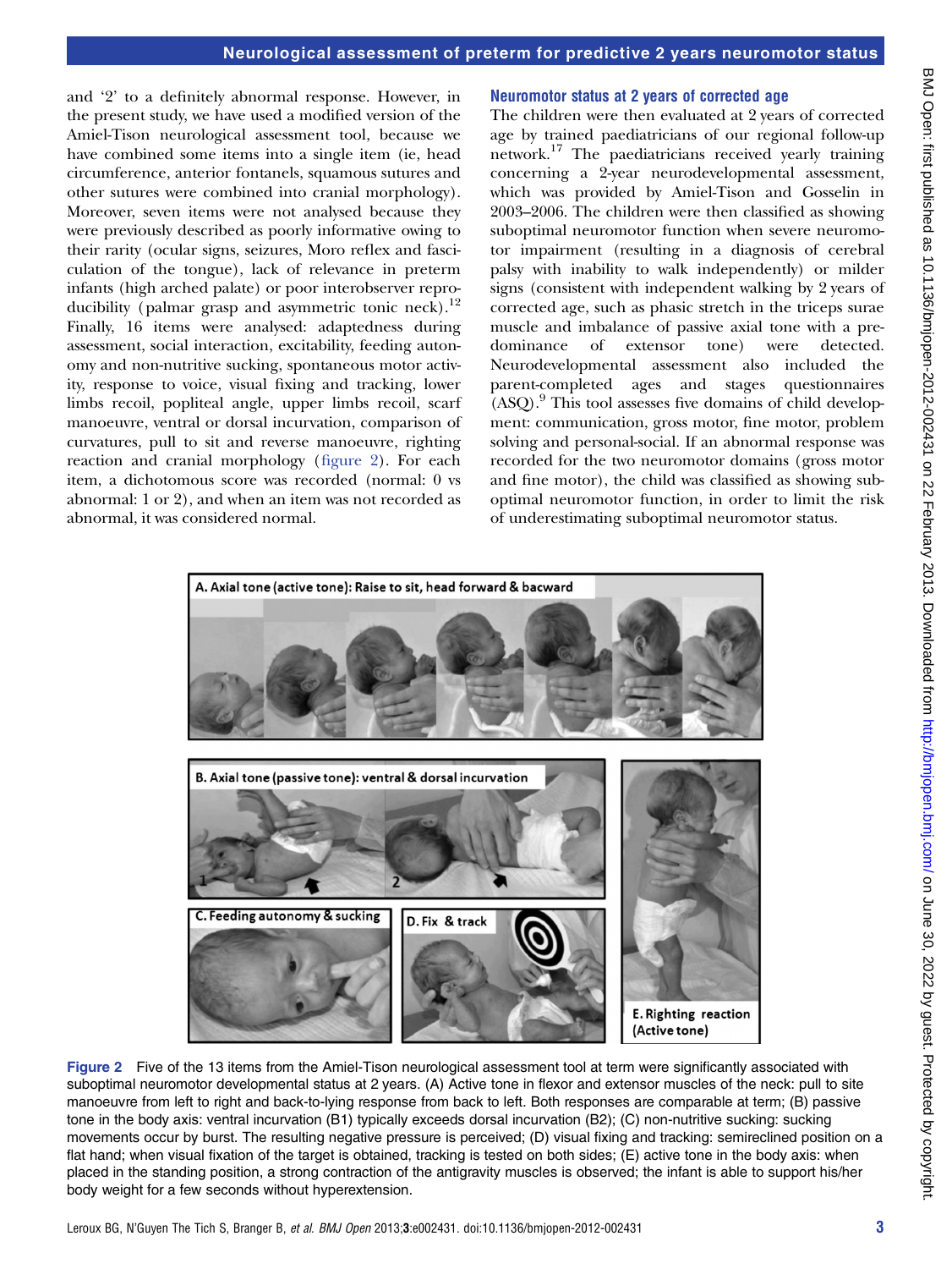and '2' to a definitely abnormal response. However, in the present study, we have used a modified version of the Amiel-Tison neurological assessment tool, because we have combined some items into a single item (ie, head circumference, anterior fontanels, squamous sutures and other sutures were combined into cranial morphology). Moreover, seven items were not analysed because they were previously described as poorly informative owing to their rarity (ocular signs, seizures, Moro reflex and fasciculation of the tongue), lack of relevance in preterm infants (high arched palate) or poor interobserver reproducibility (palmar grasp and asymmetric tonic neck).[12] Finally, 16 items were analysed: adaptedness during assessment, social interaction, excitability, feeding autonomy and non-nutritive sucking, spontaneous motor activity, response to voice, visual fixing and tracking, lower limbs recoil, popliteal angle, upper limbs recoil, scarf manoeuvre, ventral or dorsal incurvation, comparison of curvatures, pull to sit and reverse manoeuvre, righting reaction and cranial morphology (figure 2). For each item, a dichotomous score was recorded (normal: 0 vs abnormal: 1 or 2), and when an item was not recorded as abnormal, it was considered normal.

### Neuromotor status at 2 years of corrected age

The children were then evaluated at 2 years of corrected age by trained paediatricians of our regional follow-up network.[17] The paediatricians received yearly training concerning a 2-year neurodevelopmental assessment, which was provided by Amiel-Tison and Gosselin in 2003–2006. The children were then classified as showing suboptimal neuromotor function when severe neuromotor impairment (resulting in a diagnosis of cerebral palsy with inability to walk independently) or milder signs (consistent with independent walking by 2 years of corrected age, such as phasic stretch in the triceps surae muscle and imbalance of passive axial tone with a predominance of extensor tone) were detected. Neurodevelopmental assessment also included the parent-completed ages and stages questionnaires (ASQ).[9] This tool assesses five domains of child development: communication, gross motor, fine motor, problem solving and personal-social. If an abnormal response was recorded for the two neuromotor domains (gross motor and fine motor), the child was classified as showing suboptimal neuromotor function, in order to limit the risk of underestimating suboptimal neuromotor status.

A. Axial tone (active tone): Raise to sit, head forward & bacward

B. Axial tone (passive tone): ventral & dorsal incurvation

C. Feeding autonomy & sucking

D. Fix & track

E. Righting reaction (Active tone)

**Figure 2** Five of the 13 items from the Amiel-Tison neurological assessment tool at term were significantly associated with suboptimal neuromotor developmental status at 2 years. (A) Active tone in flexor and extensor muscles of the neck: pull to site manoeuvre from left to right and back-to-lying response from back to left. Both responses are comparable at term; (B) passive tone in the body axis: ventral incurvation (B1) typically exceeds dorsal incurvation (B2); (C) non-nutritive sucking: sucking movements occur by burst. The resulting negative pressure is perceived; (D) visual fixing and tracking: semireclined position on a flat hand; when visual fixation of the target is obtained, tracking is tested on both sides; (E) active tone in the body axis: when placed in the standing position, a strong contraction of the antigravity muscles is observed; the infant is able to support his/her body weight for a few seconds without hyperextension.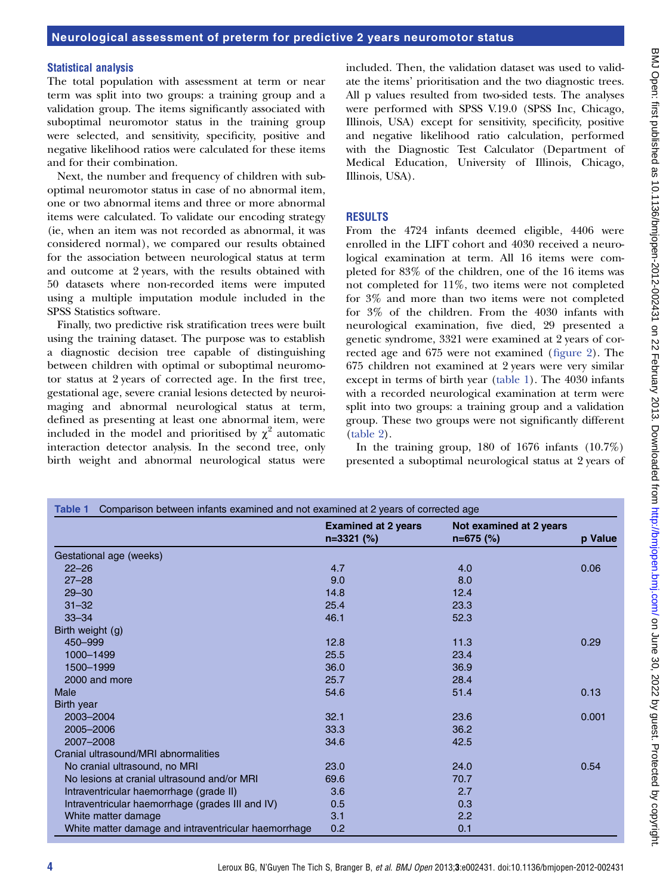## Statistical analysis

The total population with assessment at term or near term was split into two groups: a training group and a validation group. The items significantly associated with suboptimal neuromotor status in the training group were selected, and sensitivity, specificity, positive and negative likelihood ratios were calculated for these items and for their combination.

Next, the number and frequency of children with suboptimal neuromotor status in case of no abnormal item, one or two abnormal items and three or more abnormal items were calculated. To validate our encoding strategy (ie, when an item was not recorded as abnormal, it was considered normal), we compared our results obtained for the association between neurological status at term and outcome at 2 years, with the results obtained with 50 datasets where non-recorded items were imputed using a multiple imputation module included in the SPSS Statistics software.

Finally, two predictive risk stratification trees were built using the training dataset. The purpose was to establish a diagnostic decision tree capable of distinguishing between children with optimal or suboptimal neuromotor status at 2 years of corrected age. In the first tree, gestational age, severe cranial lesions detected by neuroimaging and abnormal neurological status at term, defined as presenting at least one abnormal item, were included in the model and prioritised by $\chi^2$ automatic interaction detector analysis. In the second tree, only birth weight and abnormal neurological status were included. Then, the validation dataset was used to validate the items' prioritisation and the two diagnostic trees. All p values resulted from two-sided tests. The analyses were performed with SPSS V.19.0 (SPSS Inc, Chicago, Illinois, USA) except for sensitivity, specificity, positive and negative likelihood ratio calculation, performed with the Diagnostic Test Calculator (Department of Medical Education, University of Illinois, Chicago, Illinois, USA).

## RESULTS

From the 4724 infants deemed eligible, 4406 were enrolled in the LIFT cohort and 4030 received a neurological examination at term. All 16 items were completed for 83% of the children, one of the 16 items was not completed for 11%, two items were not completed for 3% and more than two items were not completed for 3% of the children. From the 4030 infants with neurological examination, five died, 29 presented a genetic syndrome, 3321 were examined at 2 years of corrected age and 675 were not examined (figure 2). The 675 children not examined at 2 years were very similar except in terms of birth year (table 1). The 4030 infants with a recorded neurological examination at term were split into two groups: a training group and a validation group. These two groups were not significantly different (table 2).

In the training group, 180 of 1676 infants (10.7%) presented a suboptimal neurological status at 2 years of

**Table 1** Comparison between infants examined and not examined at 2 years of corrected age

| | Examined at 2 years n=3321 (%) | Not examined at 2 years n=675 (%) | p Value |
|---|---|---|---|
| Gestational age (weeks) | | | |
| 22–26 | 4.7 | 4.0 | 0.06 |
| 27–28 | 9.0 | 8.0 | |
| 29–30 | 14.8 | 12.4 | |
| 31–32 | 25.4 | 23.3 | |
| 33–34 | 46.1 | 52.3 | |
| Birth weight (g) | | | |
| 450–999 | 12.8 | 11.3 | 0.29 |
| 1000–1499 | 25.5 | 23.4 | |
| 1500–1999 | 36.0 | 36.9 | |
| 2000 and more | 25.7 | 28.4 | |
| Male | 54.6 | 51.4 | 0.13 |
| Birth year | | | |
| 2003–2004 | 32.1 | 23.6 | 0.001 |
| 2005–2006 | 33.3 | 36.2 | |
| 2007–2008 | 34.6 | 42.5 | |
| Cranial ultrasound/MRI abnormalities | | | |
| No cranial ultrasound, no MRI | 23.0 | 24.0 | 0.54 |
| No lesions at cranial ultrasound and/or MRI | 69.6 | 70.7 | |
| Intraventricular haemorrhage (grade II) | 3.6 | 2.7 | |
| Intraventricular haemorrhage (grades III and IV) | 0.5 | 0.3 | |
| White matter damage | 3.1 | 2.2 | |
| White matter damage and intraventricular haemorrhage | 0.2 | 0.1 | |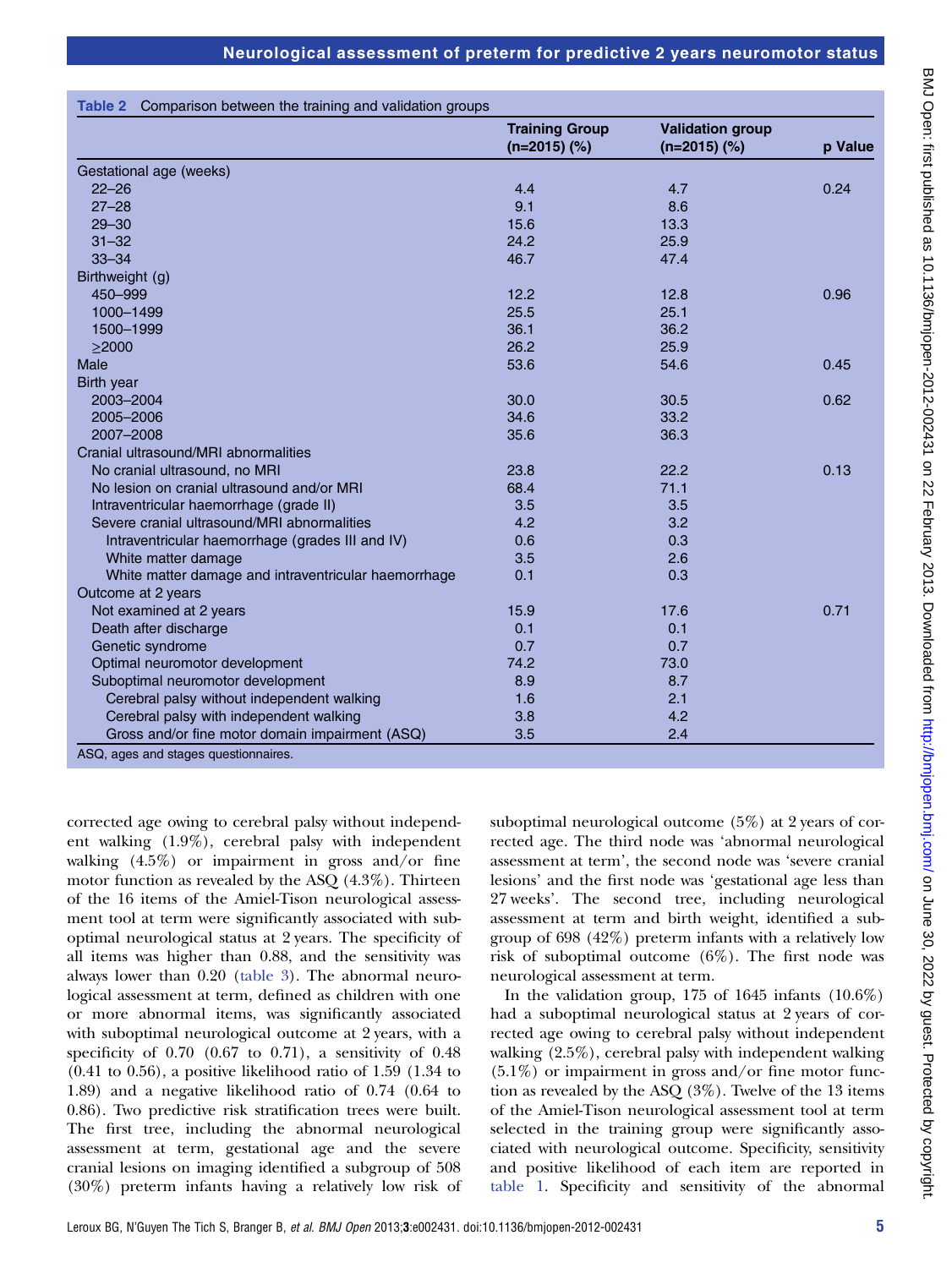**Table 2** Comparison between the training and validation groups

| | Training Group (n=2015) (%) | Validation group (n=2015) (%) | p Value |
|---|---|---|---|
| Gestational age (weeks) | | | |
| 22–26 | 4.4 | 4.7 | 0.24 |
| 27–28 | 9.1 | 8.6 | |
| 29–30 | 15.6 | 13.3 | |
| 31–32 | 24.2 | 25.9 | |
| 33–34 | 46.7 | 47.4 | |
| Birthweight (g) | | | |
| 450–999 | 12.2 | 12.8 | 0.96 |
| 1000–1499 | 25.5 | 25.1 | |
| 1500–1999 | 36.1 | 36.2 | |
| ≥2000 | 26.2 | 25.9 | |
| Male | 53.6 | 54.6 | 0.45 |
| Birth year | | | |
| 2003–2004 | 30.0 | 30.5 | 0.62 |
| 2005–2006 | 34.6 | 33.2 | |
| 2007–2008 | 35.6 | 36.3 | |
| Cranial ultrasound/MRI abnormalities | | | |
| No cranial ultrasound, no MRI | 23.8 | 22.2 | 0.13 |
| No lesion on cranial ultrasound and/or MRI | 68.4 | 71.1 | |
| Intraventricular haemorrhage (grade II) | 3.5 | 3.5 | |
| Severe cranial ultrasound/MRI abnormalities | 4.2 | 3.2 | |
| Intraventricular haemorrhage (grades III and IV) | 0.6 | 0.3 | |
| White matter damage | 3.5 | 2.6 | |
| White matter damage and intraventricular haemorrhage | 0.1 | 0.3 | |
| Outcome at 2 years | | | |
| Not examined at 2 years | 15.9 | 17.6 | 0.71 |
| Death after discharge | 0.1 | 0.1 | |
| Genetic syndrome | 0.7 | 0.7 | |
| Optimal neuromotor development | 74.2 | 73.0 | |
| Suboptimal neuromotor development | 8.9 | 8.7 | |
| Cerebral palsy without independent walking | 1.6 | 2.1 | |
| Cerebral palsy with independent walking | 3.8 | 4.2 | |
| Gross and/or fine motor domain impairment (ASQ) | 3.5 | 2.4 | |

ASQ, ages and stages questionnaires.

corrected age owing to cerebral palsy without independent walking (1.9%), cerebral palsy with independent walking (4.5%) or impairment in gross and/or fine motor function as revealed by the ASQ (4.3%). Thirteen of the 16 items of the Amiel-Tison neurological assessment tool at term were significantly associated with suboptimal neurological status at 2 years. The specificity of all items was higher than 0.88, and the sensitivity was always lower than 0.20 (table 3). The abnormal neurological assessment at term, defined as children with one or more abnormal items, was significantly associated with suboptimal neurological outcome at 2 years, with a specificity of 0.70 (0.67 to 0.71), a sensitivity of 0.48 (0.41 to 0.56), a positive likelihood ratio of 1.59 (1.34 to 1.89) and a negative likelihood ratio of 0.74 (0.64 to 0.86). Two predictive risk stratification trees were built. The first tree, including the abnormal neurological assessment at term, gestational age and the severe cranial lesions on imaging identified a subgroup of 508 (30%) preterm infants having a relatively low risk of suboptimal neurological outcome (5%) at 2 years of corrected age. The third node was 'abnormal neurological assessment at term', the second node was 'severe cranial lesions' and the first node was 'gestational age less than 27 weeks'. The second tree, including neurological assessment at term and birth weight, identified a subgroup of 698 (42%) preterm infants with a relatively low risk of suboptimal outcome (6%). The first node was neurological assessment at term.

In the validation group, 175 of 1645 infants (10.6%) had a suboptimal neurological status at 2 years of corrected age owing to cerebral palsy without independent walking (2.5%), cerebral palsy with independent walking (5.1%) or impairment in gross and/or fine motor function as revealed by the ASQ (3%). Twelve of the 13 items of the Amiel-Tison neurological assessment tool at term selected in the training group were significantly associated with neurological outcome. Specificity, sensitivity and positive likelihood of each item are reported in table 1. Specificity and sensitivity of the abnormal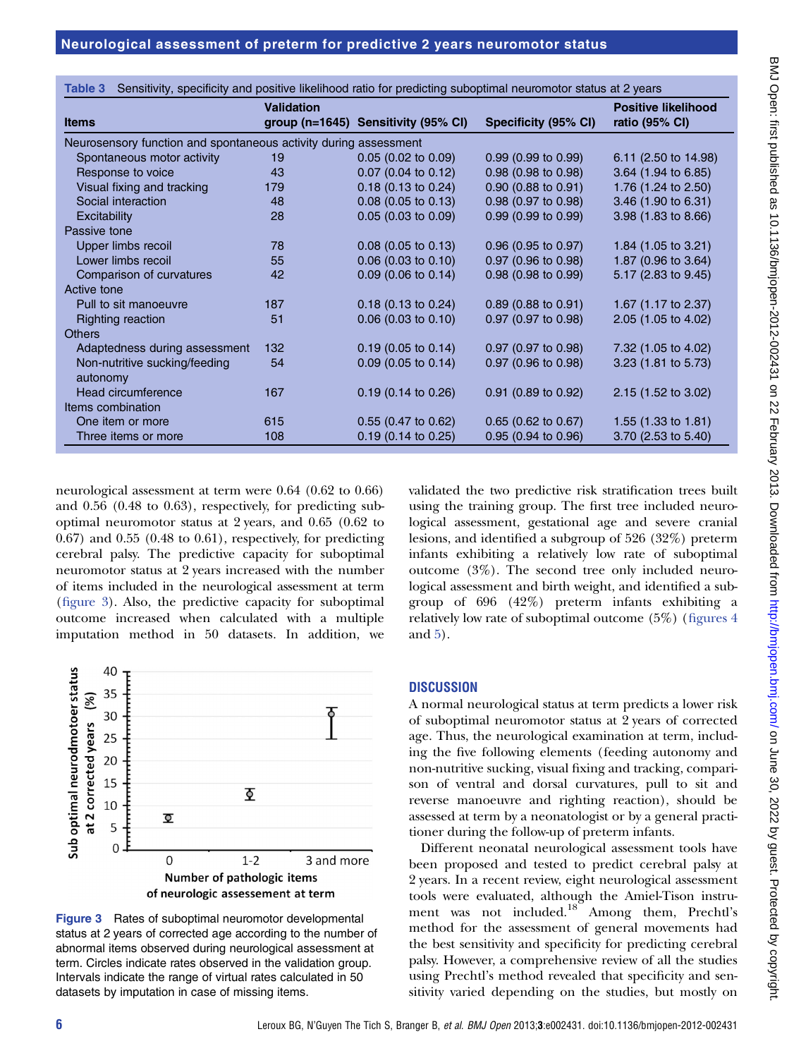**Table 3** Sensitivity, specificity and positive likelihood ratio for predicting suboptimal neuromotor status at 2 years

| Items | Validation group (n=1645) | Sensitivity (95% CI) | Specificity (95% CI) | Positive likelihood ratio (95% CI) |
|---|---|---|---|---|
| Neurosensory function and spontaneous activity during assessment | | | | |
| Spontaneous motor activity | 19 | 0.05 (0.02 to 0.09) | 0.99 (0.99 to 0.99) | 6.11 (2.50 to 14.98) |
| Response to voice | 43 | 0.07 (0.04 to 0.12) | 0.98 (0.98 to 0.98) | 3.64 (1.94 to 6.85) |
| Visual fixing and tracking | 179 | 0.18 (0.13 to 0.24) | 0.90 (0.88 to 0.91) | 1.76 (1.24 to 2.50) |
| Social interaction | 48 | 0.08 (0.05 to 0.13) | 0.98 (0.97 to 0.98) | 3.46 (1.90 to 6.31) |
| Excitability | 28 | 0.05 (0.03 to 0.09) | 0.99 (0.99 to 0.99) | 3.98 (1.83 to 8.66) |
| Passive tone | | | | |
| Upper limbs recoil | 78 | 0.08 (0.05 to 0.13) | 0.96 (0.95 to 0.97) | 1.84 (1.05 to 3.21) |
| Lower limbs recoil | 55 | 0.06 (0.03 to 0.10) | 0.97 (0.96 to 0.98) | 1.87 (0.96 to 3.64) |
| Comparison of curvatures | 42 | 0.09 (0.06 to 0.14) | 0.98 (0.98 to 0.99) | 5.17 (2.83 to 9.45) |
| Active tone | | | | |
| Pull to sit manoeuvre | 187 | 0.18 (0.13 to 0.24) | 0.89 (0.88 to 0.91) | 1.67 (1.17 to 2.37) |
| Righting reaction | 51 | 0.06 (0.03 to 0.10) | 0.97 (0.97 to 0.98) | 2.05 (1.05 to 4.02) |
| Others | | | | |
| Adaptedness during assessment | 132 | 0.19 (0.05 to 0.14) | 0.97 (0.97 to 0.98) | 7.32 (1.05 to 4.02) |
| Non-nutritive sucking/feeding autonomy | 54 | 0.09 (0.05 to 0.14) | 0.97 (0.96 to 0.98) | 3.23 (1.81 to 5.73) |
| Head circumference | 167 | 0.19 (0.14 to 0.26) | 0.91 (0.89 to 0.92) | 2.15 (1.52 to 3.02) |
| Items combination | | | | |
| One item or more | 615 | 0.55 (0.47 to 0.62) | 0.65 (0.62 to 0.67) | 1.55 (1.33 to 1.81) |
| Three items or more | 108 | 0.19 (0.14 to 0.25) | 0.95 (0.94 to 0.96) | 3.70 (2.53 to 5.40) |

neurological assessment at term were 0.64 (0.62 to 0.66) and 0.56 (0.48 to 0.63), respectively, for predicting suboptimal neuromotor status at 2 years, and 0.65 (0.62 to 0.67) and 0.55 (0.48 to 0.61), respectively, for predicting cerebral palsy. The predictive capacity for suboptimal neuromotor status at 2 years increased with the number of items included in the neurological assessment at term (figure 3). Also, the predictive capacity for suboptimal outcome increased when calculated with a multiple imputation method in 50 datasets. In addition, we validated the two predictive risk stratification trees built using the training group. The first tree included neurological assessment, gestational age and severe cranial lesions, and identified a subgroup of 526 (32%) preterm infants exhibiting a relatively low rate of suboptimal outcome (3%). The second tree only included neurological assessment and birth weight, and identified a subgroup of 696 (42%) preterm infants exhibiting a relatively low rate of suboptimal outcome (5%) (figures 4 and 5).

**Figure 3** Rates of suboptimal neuromotor developmental status at 2 years of corrected age according to the number of abnormal items observed during neurological assessment at term. Circles indicate rates observed in the validation group. Intervals indicate the range of virtual rates calculated in 50 datasets by imputation in case of missing items.

## DISCUSSION

A normal neurological status at term predicts a lower risk of suboptimal neuromotor status at 2 years of corrected age. Thus, the neurological examination at term, including the five following elements (feeding autonomy and non-nutritive sucking, visual fixing and tracking, comparison of ventral and dorsal curvatures, pull to sit and reverse manoeuvre and righting reaction), should be assessed at term by a neonatologist or by a general practitioner during the follow-up of preterm infants.

Different neonatal neurological assessment tools have been proposed and tested to predict cerebral palsy at 2 years. In a recent review, eight neurological assessment tools were evaluated, although the Amiel-Tison instrument was not included.[18] Among them, Prechtl's method for the assessment of general movements had the best sensitivity and specificity for predicting cerebral palsy. However, a comprehensive review of all the studies using Prechtl's method revealed that specificity and sensitivity varied depending on the studies, but mostly on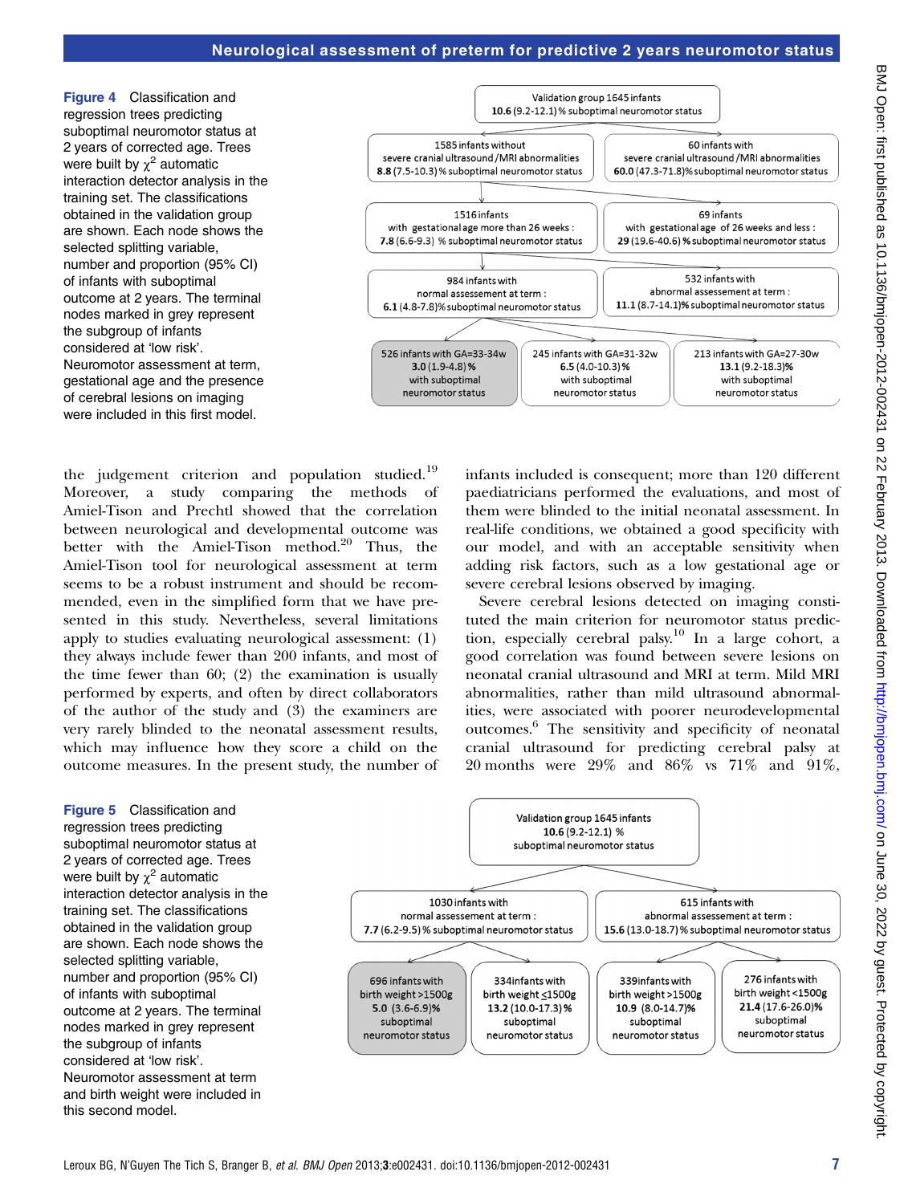**Figure 4** Classification and regression trees predicting suboptimal neuromotor status at 2 years of corrected age. Trees were built by $\chi^2$ automatic interaction detector analysis in the training set. The classifications obtained in the validation group are shown. Each node shows the selected splitting variable, number and proportion (95% CI) of infants with suboptimal outcome at 2 years. The terminal nodes marked in grey represent the subgroup of infants considered at 'low risk'. Neuromotor assessment at term, gestational age and the presence of cerebral lesions on imaging were included in this first model.

Validation group 1645 infants
**10.6** (9.2-12.1) % suboptimal neuromotor status

1585 infants without severe cranial ultrasound/MRI abnormalities
**8.8** (7.5-10.3) % suboptimal neuromotor status

60 infants with severe cranial ultrasound/MRI abnormalities
**60.0** (47.3-71.8)% suboptimal neuromotor status

1516 infants with gestational age more than 26 weeks:
**7.8** (6.6-9.3) % suboptimal neuromotor status

69 infants with gestational age of 26 weeks and less:
**29** (19.6-40.6) % suboptimal neuromotor status

984 infants with normal assessement at term:
**6.1** (4.8-7.8)% suboptimal neuromotor status

532 infants with abnormal assessement at term:
**11.1** (8.7-14.1)% suboptimal neuromotor status

526 infants with GA=33-34w
**3.0** (1.9-4.8) % with suboptimal neuromotor status

245 infants with GA=31-32w
**6.5** (4.0-10.3) % with suboptimal neuromotor status

213 infants with GA=27-30w
**13.1** (9.2-18.3)% with suboptimal neuromotor status

the judgement criterion and population studied.[19] Moreover, a study comparing the methods of Amiel-Tison and Prechtl showed that the correlation between neurological and developmental outcome was better with the Amiel-Tison method.[20] Thus, the Amiel-Tison tool for neurological assessment at term seems to be a robust instrument and should be recommended, even in the simplified form that we have presented in this study. Nevertheless, several limitations apply to studies evaluating neurological assessment: (1) they always include fewer than 200 infants, and most of the time fewer than 60; (2) the examination is usually performed by experts, and often by direct collaborators of the author of the study and (3) the examiners are very rarely blinded to the neonatal assessment results, which may influence how they score a child on the outcome measures. In the present study, the number of infants included is consequent; more than 120 different paediatricians performed the evaluations, and most of them were blinded to the initial neonatal assessment. In real-life conditions, we obtained a good specificity with our model, and with an acceptable sensitivity when adding risk factors, such as a low gestational age or severe cerebral lesions observed by imaging.

Severe cerebral lesions detected on imaging constituted the main criterion for neuromotor status prediction, especially cerebral palsy.[10] In a large cohort, a good correlation was found between severe lesions on neonatal cranial ultrasound and MRI at term. Mild MRI abnormalities, rather than mild ultrasound abnormalities, were associated with poorer neurodevelopmental outcomes.[6] The sensitivity and specificity of neonatal cranial ultrasound for predicting cerebral palsy at 20 months were 29% and 86% vs 71% and 91%,

**Figure 5** Classification and regression trees predicting suboptimal neuromotor status at 2 years of corrected age. Trees were built by $\chi^2$ automatic interaction detector analysis in the training set. The classifications obtained in the validation group are shown. Each node shows the selected splitting variable, number and proportion (95% CI) of infants with suboptimal outcome at 2 years. The terminal nodes marked in grey represent the subgroup of infants considered at 'low risk'. Neuromotor assessment at term and birth weight were included in this second model.

Validation group 1645 infants
**10.6** (9.2-12.1) % suboptimal neuromotor status

1030 infants with normal assessement at term:
**7.7** (6.2-9.5) % suboptimal neuromotor status

615 infants with abnormal assessement at term:
**15.6** (13.0-18.7) % suboptimal neuromotor status

696 infants with birth weight >1500g
**5.0** (3.6-6.9)% suboptimal neuromotor status

334 infants with birth weight ≤1500g
**13.2** (10.0-17.3) % suboptimal neuromotor status

339 infants with birth weight >1500g
**10.9** (8.0-14.7)% suboptimal neuromotor status

276 infants with birth weight <1500g
**21.4** (17.6-26.0)% suboptimal neuromotor status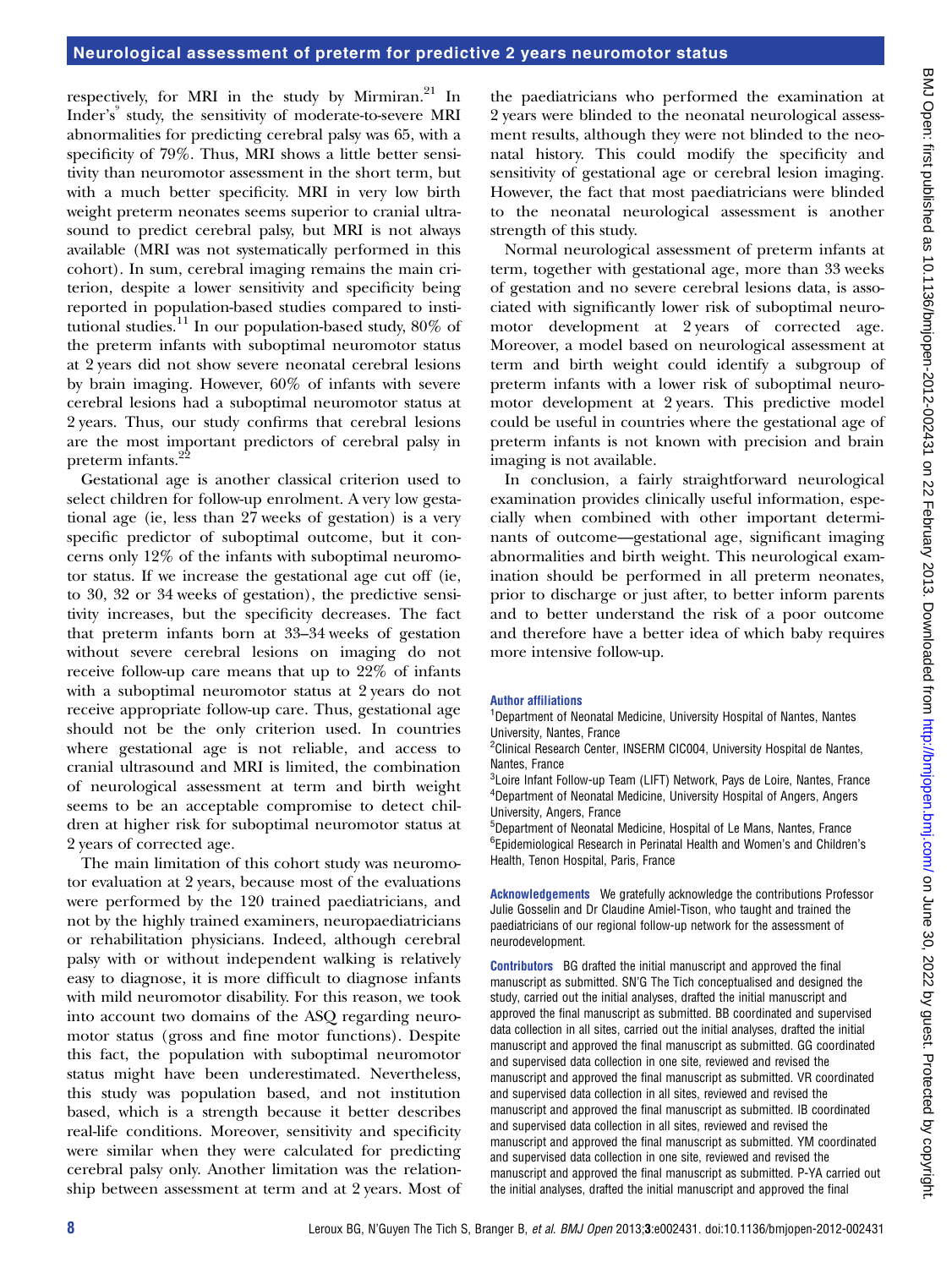respectively, for MRI in the study by Mirmiran.[21] In Inder's[9] study, the sensitivity of moderate-to-severe MRI abnormalities for predicting cerebral palsy was 65, with a specificity of 79%. Thus, MRI shows a little better sensitivity than neuromotor assessment in the short term, but with a much better specificity. MRI in very low birth weight preterm neonates seems superior to cranial ultrasound to predict cerebral palsy, but MRI is not always available (MRI was not systematically performed in this cohort). In sum, cerebral imaging remains the main criterion, despite a lower sensitivity and specificity being reported in population-based studies compared to institutional studies.[11] In our population-based study, 80% of the preterm infants with suboptimal neuromotor status at 2 years did not show severe neonatal cerebral lesions by brain imaging. However, 60% of infants with severe cerebral lesions had a suboptimal neuromotor status at 2 years. Thus, our study confirms that cerebral lesions are the most important predictors of cerebral palsy in preterm infants.[22]

Gestational age is another classical criterion used to select children for follow-up enrolment. A very low gestational age (ie, less than 27 weeks of gestation) is a very specific predictor of suboptimal outcome, but it concerns only 12% of the infants with suboptimal neuromotor status. If we increase the gestational age cut off (ie, to 30, 32 or 34 weeks of gestation), the predictive sensitivity increases, but the specificity decreases. The fact that preterm infants born at 33–34 weeks of gestation without severe cerebral lesions on imaging do not receive follow-up care means that up to 22% of infants with a suboptimal neuromotor status at 2 years do not receive appropriate follow-up care. Thus, gestational age should not be the only criterion used. In countries where gestational age is not reliable, and access to cranial ultrasound and MRI is limited, the combination of neurological assessment at term and birth weight seems to be an acceptable compromise to detect children at higher risk for suboptimal neuromotor status at 2 years of corrected age.

The main limitation of this cohort study was neuromotor evaluation at 2 years, because most of the evaluations were performed by the 120 trained paediatricians, and not by the highly trained examiners, neuropaediatricians or rehabilitation physicians. Indeed, although cerebral palsy with or without independent walking is relatively easy to diagnose, it is more difficult to diagnose infants with mild neuromotor disability. For this reason, we took into account two domains of the ASQ regarding neuromotor status (gross and fine motor functions). Despite this fact, the population with suboptimal neuromotor status might have been underestimated. Nevertheless, this study was population based, and not institution based, which is a strength because it better describes real-life conditions. Moreover, sensitivity and specificity were similar when they were calculated for predicting cerebral palsy only. Another limitation was the relationship between assessment at term and at 2 years. Most of the paediatricians who performed the examination at 2 years were blinded to the neonatal neurological assessment results, although they were not blinded to the neonatal history. This could modify the specificity and sensitivity of gestational age or cerebral lesion imaging. However, the fact that most paediatricians were blinded to the neonatal neurological assessment is another strength of this study.

Normal neurological assessment of preterm infants at term, together with gestational age, more than 33 weeks of gestation and no severe cerebral lesions data, is associated with significantly lower risk of suboptimal neuromotor development at 2 years of corrected age. Moreover, a model based on neurological assessment at term and birth weight could identify a subgroup of preterm infants with a lower risk of suboptimal neuromotor development at 2 years. This predictive model could be useful in countries where the gestational age of preterm infants is not known with precision and brain imaging is not available.

In conclusion, a fairly straightforward neurological examination provides clinically useful information, especially when combined with other important determinants of outcome—gestational age, significant imaging abnormalities and birth weight. This neurological examination should be performed in all preterm neonates, prior to discharge or just after, to better inform parents and to better understand the risk of a poor outcome and therefore have a better idea of which baby requires more intensive follow-up.

**Author affiliations**
[1]Department of Neonatal Medicine, University Hospital of Nantes, Nantes University, Nantes, France
[2]Clinical Research Center, INSERM CIC004, University Hospital de Nantes, Nantes, France
[3]Loire Infant Follow-up Team (LIFT) Network, Pays de Loire, Nantes, France
[4]Department of Neonatal Medicine, University Hospital of Angers, Angers University, Angers, France
[5]Department of Neonatal Medicine, Hospital of Le Mans, Nantes, France
[6]Epidemiological Research in Perinatal Health and Women's and Children's Health, Tenon Hospital, Paris, France

**Acknowledgements** We gratefully acknowledge the contributions Professor Julie Gosselin and Dr Claudine Amiel-Tison, who taught and trained the paediatricians of our regional follow-up network for the assessment of neurodevelopment.

**Contributors** BG drafted the initial manuscript and approved the final manuscript as submitted. SN'G The Tich conceptualised and designed the study, carried out the initial analyses, drafted the initial manuscript and approved the final manuscript as submitted. BB coordinated and supervised data collection in all sites, carried out the initial analyses, drafted the initial manuscript and approved the final manuscript as submitted. GG coordinated and supervised data collection in one site, reviewed and revised the manuscript and approved the final manuscript as submitted. VR coordinated and supervised data collection in all sites, reviewed and revised the manuscript and approved the final manuscript as submitted. IB coordinated and supervised data collection in all sites, reviewed and revised the manuscript and approved the final manuscript as submitted. YM coordinated and supervised data collection in one site, reviewed and revised the manuscript and approved the final manuscript as submitted. P-YA carried out the initial analyses, drafted the initial manuscript and approved the final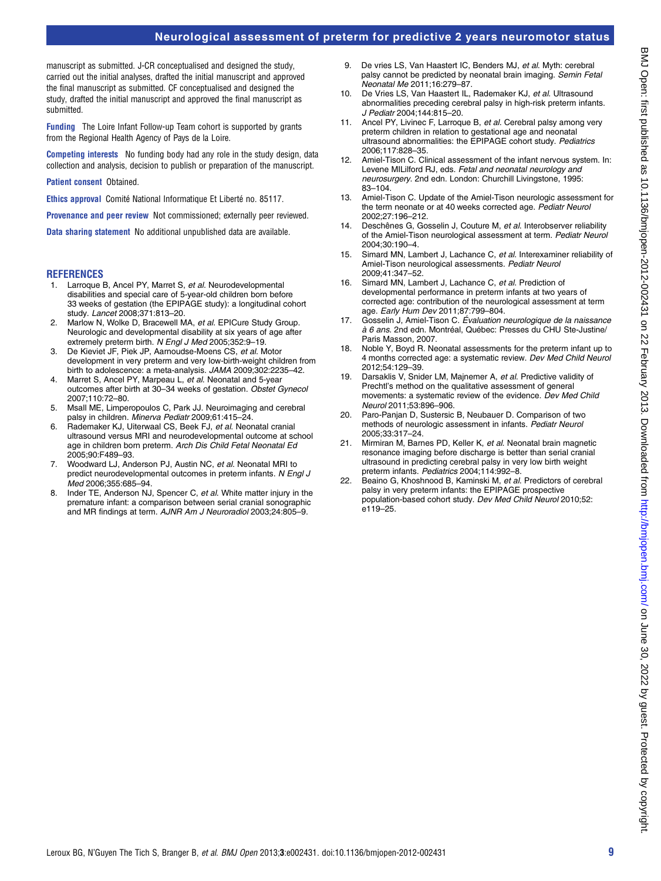manuscript as submitted. J-CR conceptualised and designed the study, carried out the initial analyses, drafted the initial manuscript and approved the final manuscript as submitted. CF conceptualised and designed the study, drafted the initial manuscript and approved the final manuscript as submitted.

**Funding** The Loire Infant Follow-up Team cohort is supported by grants from the Regional Health Agency of Pays de la Loire.

**Competing interests** No funding body had any role in the study design, data collection and analysis, decision to publish or preparation of the manuscript.

**Patient consent** Obtained.

**Ethics approval** Comité National Informatique Et Liberté no. 85117.

**Provenance and peer review** Not commissioned; externally peer reviewed.

**Data sharing statement** No additional unpublished data are available.

## REFERENCES

1. Larroque B, Ancel PY, Marret S, *et al.* Neurodevelopmental disabilities and special care of 5-year-old children born before 33 weeks of gestation (the EPIPAGE study): a longitudinal cohort study. *Lancet* 2008;371:813–20.
2. Marlow N, Wolke D, Bracewell MA, *et al.* EPICure Study Group. Neurologic and developmental disability at six years of age after extremely preterm birth. *N Engl J Med* 2005;352:9–19.
3. De Kieviet JF, Piek JP, Aarnoudse-Moens CS, *et al.* Motor development in very preterm and very low-birth-weight children from birth to adolescence: a meta-analysis. *JAMA* 2009;302:2235–42.
4. Marret S, Ancel PY, Marpeau L, *et al.* Neonatal and 5-year outcomes after birth at 30–34 weeks of gestation. *Obstet Gynecol* 2007;110:72–80.
5. Msall ME, Limperopoulos C, Park JJ. Neuroimaging and cerebral palsy in children. *Minerva Pediatr* 2009;61:415–24.
6. Rademaker KJ, Uiterwaal CS, Beek FJ, *et al.* Neonatal cranial ultrasound versus MRI and neurodevelopmental outcome at school age in children born preterm. *Arch Dis Child Fetal Neonatal Ed* 2005;90:F489–93.
7. Woodward LJ, Anderson PJ, Austin NC, *et al.* Neonatal MRI to predict neurodevelopmental outcomes in preterm infants. *N Engl J Med* 2006;355:685–94.
8. Inder TE, Anderson NJ, Spencer C, *et al.* White matter injury in the premature infant: a comparison between serial cranial sonographic and MR findings at term. *AJNR Am J Neuroradiol* 2003;24:805–9.
9. De vries LS, Van Haastert IC, Benders MJ, *et al.* Myth: cerebral palsy cannot be predicted by neonatal brain imaging. *Semin Fetal Neonatal Me* 2011;16:279–87.
10. De Vries LS, Van Haastert IL, Rademaker KJ, *et al.* Ultrasound abnormalities preceding cerebral palsy in high-risk preterm infants. *J Pediatr* 2004;144:815–20.
11. Ancel PY, Livinec F, Larroque B, *et al.* Cerebral palsy among very preterm children in relation to gestational age and neonatal ultrasound abnormalities: the EPIPAGE cohort study. *Pediatrics* 2006;117:828–35.
12. Amiel-Tison C. Clinical assessment of the infant nervous system. In: Levene MILilford RJ, eds. *Fetal and neonatal neurology and neurosurgery*. 2nd edn. London: Churchill Livingstone, 1995: 83–104.
13. Amiel-Tison C. Update of the Amiel-Tison neurologic assessment for the term neonate or at 40 weeks corrected age. *Pediatr Neurol* 2002;27:196–212.
14. Deschênes G, Gosselin J, Couture M, *et al.* Interobserver reliability of the Amiel-Tison neurological assessment at term. *Pediatr Neurol* 2004;30:190–4.
15. Simard MN, Lambert J, Lachance C, *et al.* Interexaminer reliability of Amiel-Tison neurological assessments. *Pediatr Neurol* 2009;41:347–52.
16. Simard MN, Lambert J, Lachance C, *et al.* Prediction of developmental performance in preterm infants at two years of corrected age: contribution of the neurological assessment at term age. *Early Hum Dev* 2011;87:799–804.
17. Gosselin J, Amiel-Tison C. *Évaluation neurologique de la naissance à 6 ans.* 2nd edn. Montréal, Québec: Presses du CHU Ste-Justine/ Paris Masson, 2007.
18. Noble Y, Boyd R. Neonatal assessments for the preterm infant up to 4 months corrected age: a systematic review. *Dev Med Child Neurol* 2012;54:129–39.
19. Darsaklis V, Snider LM, Majnemer A, *et al.* Predictive validity of Prechtl's method on the qualitative assessment of general movements: a systematic review of the evidence. *Dev Med Child Neurol* 2011;53:896–906.
20. Paro-Panjan D, Sustersic B, Neubauer D. Comparison of two methods of neurologic assessment in infants. *Pediatr Neurol* 2005;33:317–24.
21. Mirmiran M, Barnes PD, Keller K, *et al.* Neonatal brain magnetic resonance imaging before discharge is better than serial cranial ultrasound in predicting cerebral palsy in very low birth weight preterm infants. *Pediatrics* 2004;114:992–8.
22. Beaino G, Khoshnood B, Kaminski M, *et al.* Predictors of cerebral palsy in very preterm infants: the EPIPAGE prospective population-based cohort study. *Dev Med Child Neurol* 2010;52: e119–25.